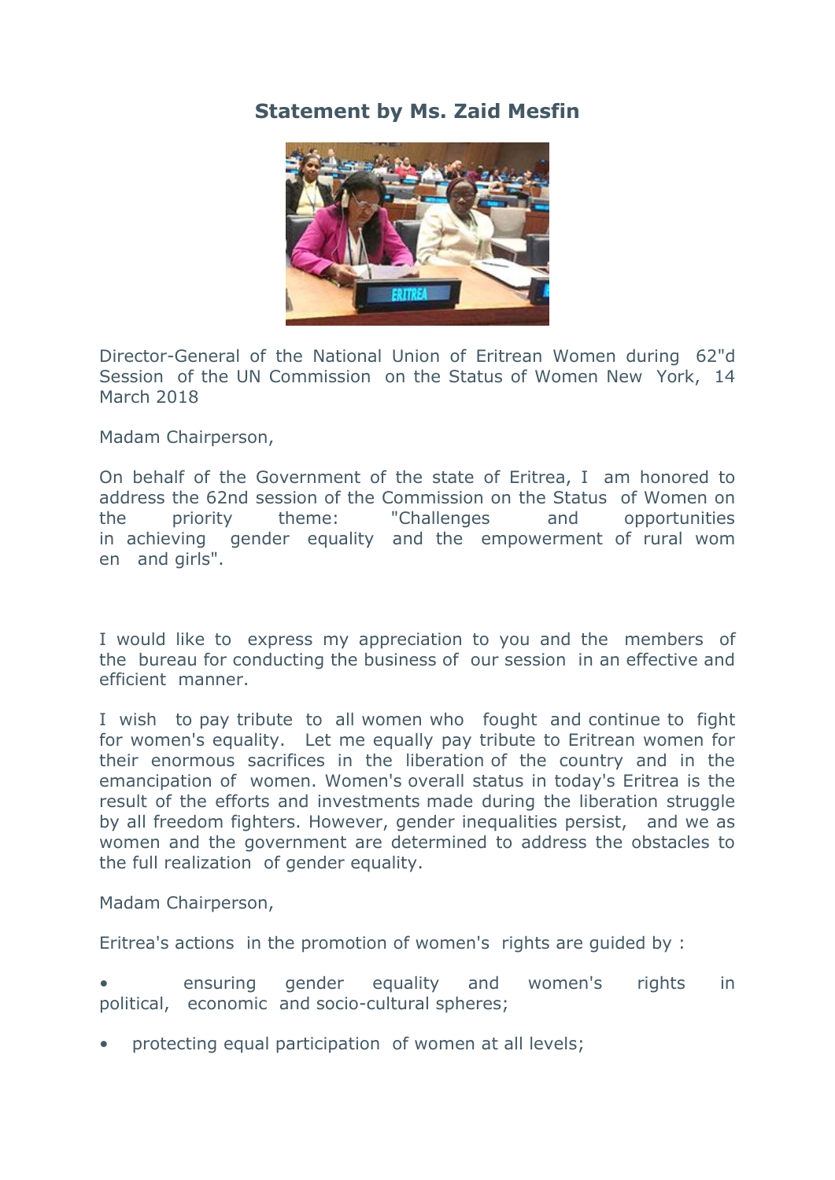# Statement by Ms. Zaid Mesfin

Director-General of the National Union of Eritrean Women during 62"d Session of the UN Commission on the Status of Women New York, 14 March 2018

Madam Chairperson,

On behalf of the Government of the state of Eritrea, I am honored to address the 62nd session of the Commission on the Status of Women on the priority theme: "Challenges and opportunities in achieving gender equality and the empowerment of rural wom en and girls".

I would like to express my appreciation to you and the members of the bureau for conducting the business of our session in an effective and efficient manner.

I wish to pay tribute to all women who fought and continue to fight for women's equality. Let me equally pay tribute to Eritrean women for their enormous sacrifices in the liberation of the country and in the emancipation of women. Women's overall status in today's Eritrea is the result of the efforts and investments made during the liberation struggle by all freedom fighters. However, gender inequalities persist, and we as women and the government are determined to address the obstacles to the full realization of gender equality.

Madam Chairperson,

Eritrea's actions in the promotion of women's rights are guided by :

- ensuring gender equality and women's rights in political, economic and socio-cultural spheres;
- protecting equal participation of women at all levels;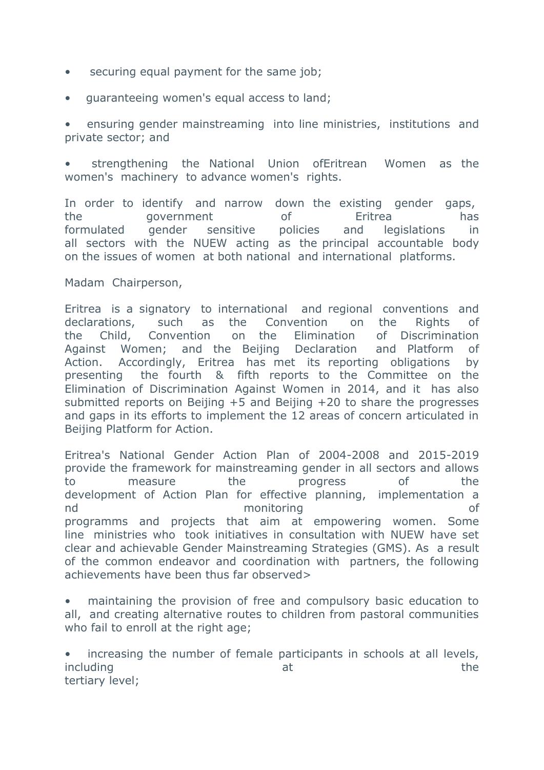- securing equal payment for the same job;
- guaranteeing women's equal access to land;
- ensuring gender mainstreaming into line ministries, institutions and private sector; and
- strengthening the National Union ofEritrean Women as the women's machinery to advance women's rights.

In order to identify and narrow down the existing gender gaps, the government of Eritrea has formulated gender sensitive policies and legislations in all sectors with the NUEW acting as the principal accountable body on the issues of women at both national and international platforms.

Madam Chairperson,

Eritrea is a signatory to international and regional conventions and declarations, such as the Convention on the Rights of the Child, Convention on the Elimination of Discrimination Against Women; and the Beijing Declaration and Platform of Action. Accordingly, Eritrea has met its reporting obligations by presenting the fourth & fifth reports to the Committee on the Elimination of Discrimination Against Women in 2014, and it has also submitted reports on Beijing +5 and Beijing +20 to share the progresses and gaps in its efforts to implement the 12 areas of concern articulated in Beijing Platform for Action.

Eritrea's National Gender Action Plan of 2004-2008 and 2015-2019 provide the framework for mainstreaming gender in all sectors and allows to measure the progress of the development of Action Plan for effective planning, implementation a nd monitoring of programms and projects that aim at empowering women. Some line ministries who took initiatives in consultation with NUEW have set clear and achievable Gender Mainstreaming Strategies (GMS). As a result of the common endeavor and coordination with partners, the following achievements have been thus far observed>

- maintaining the provision of free and compulsory basic education to all, and creating alternative routes to children from pastoral communities who fail to enroll at the right age;
- increasing the number of female participants in schools at all levels, including at the tertiary level;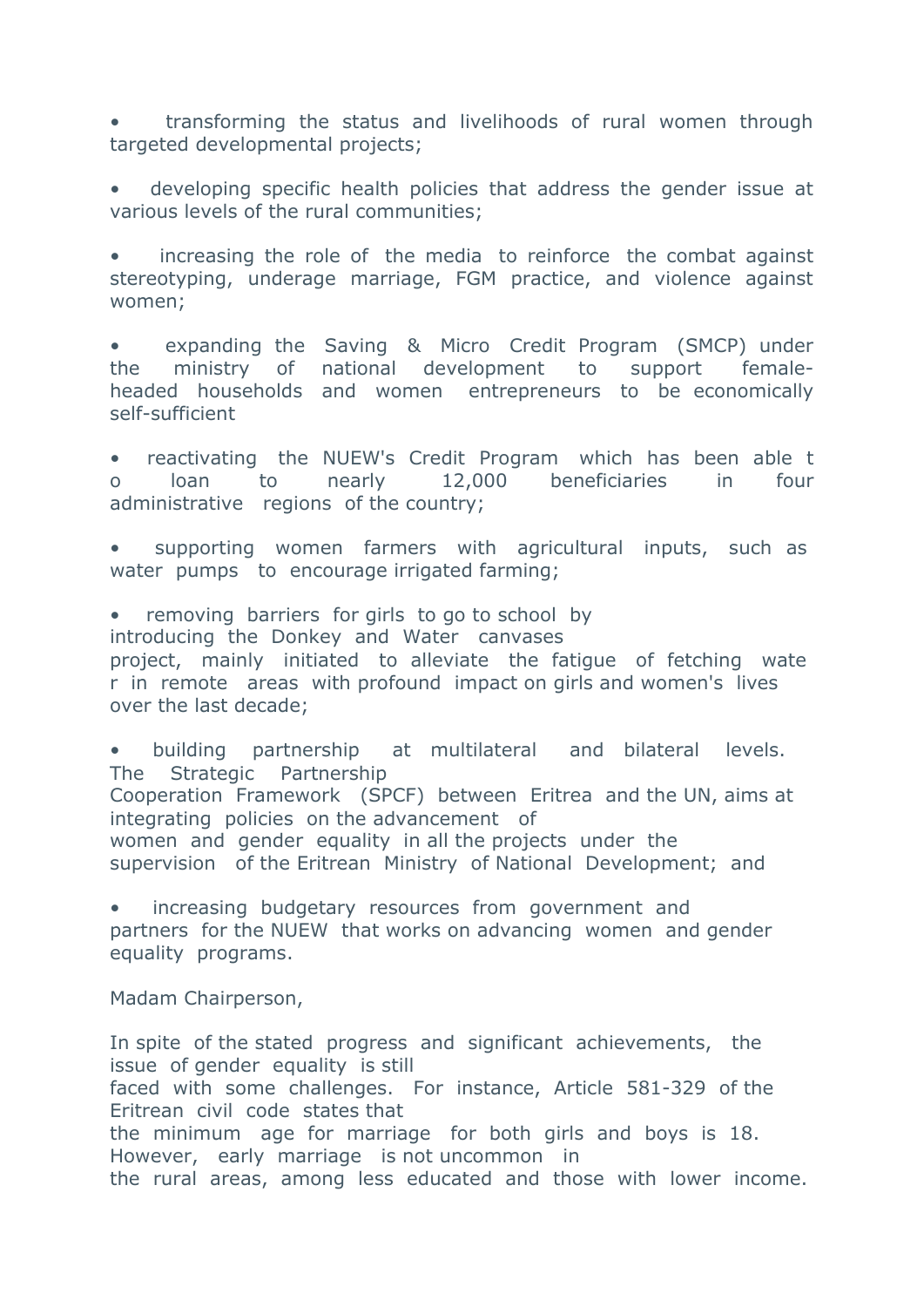- transforming the status and livelihoods of rural women through targeted developmental projects;

- developing specific health policies that address the gender issue at various levels of the rural communities;

- increasing the role of the media to reinforce the combat against stereotyping, underage marriage, FGM practice, and violence against women;

- expanding the Saving & Micro Credit Program (SMCP) under the ministry of national development to support female-headed households and women entrepreneurs to be economically self-sufficient

- reactivating the NUEW's Credit Program which has been able t o loan to nearly 12,000 beneficiaries in four administrative regions of the country;

- supporting women farmers with agricultural inputs, such as water pumps to encourage irrigated farming;

- removing barriers for girls to go to school by introducing the Donkey and Water canvases project, mainly initiated to alleviate the fatigue of fetching wate r in remote areas with profound impact on girls and women's lives over the last decade;

- building partnership at multilateral and bilateral levels. The Strategic Partnership Cooperation Framework (SPCF) between Eritrea and the UN, aims at integrating policies on the advancement of women and gender equality in all the projects under the supervision of the Eritrean Ministry of National Development; and

- increasing budgetary resources from government and partners for the NUEW that works on advancing women and gender equality programs.

Madam Chairperson,

In spite of the stated progress and significant achievements, the issue of gender equality is still faced with some challenges. For instance, Article 581-329 of the Eritrean civil code states that the minimum age for marriage for both girls and boys is 18. However, early marriage is not uncommon in the rural areas, among less educated and those with lower income.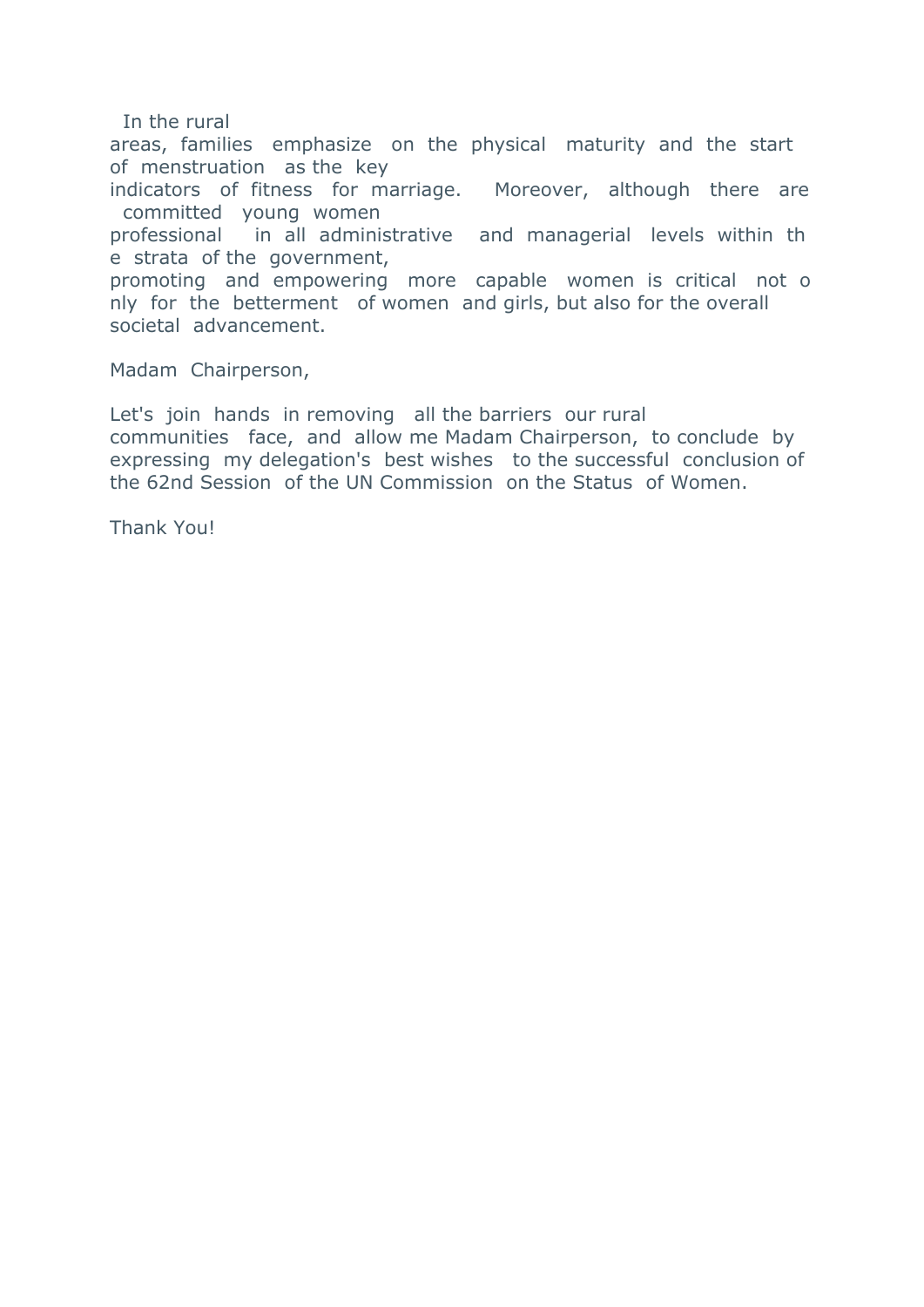In the rural areas, families emphasize on the physical maturity and the start of menstruation as the key indicators of fitness for marriage. Moreover, although there are committed young women professional in all administrative and managerial levels within the strata of the government, promoting and empowering more capable women is critical not only for the betterment of women and girls, but also for the overall societal advancement.

Madam Chairperson,

Let's join hands in removing all the barriers our rural communities face, and allow me Madam Chairperson, to conclude by expressing my delegation's best wishes to the successful conclusion of the 62nd Session of the UN Commission on the Status of Women.

Thank You!